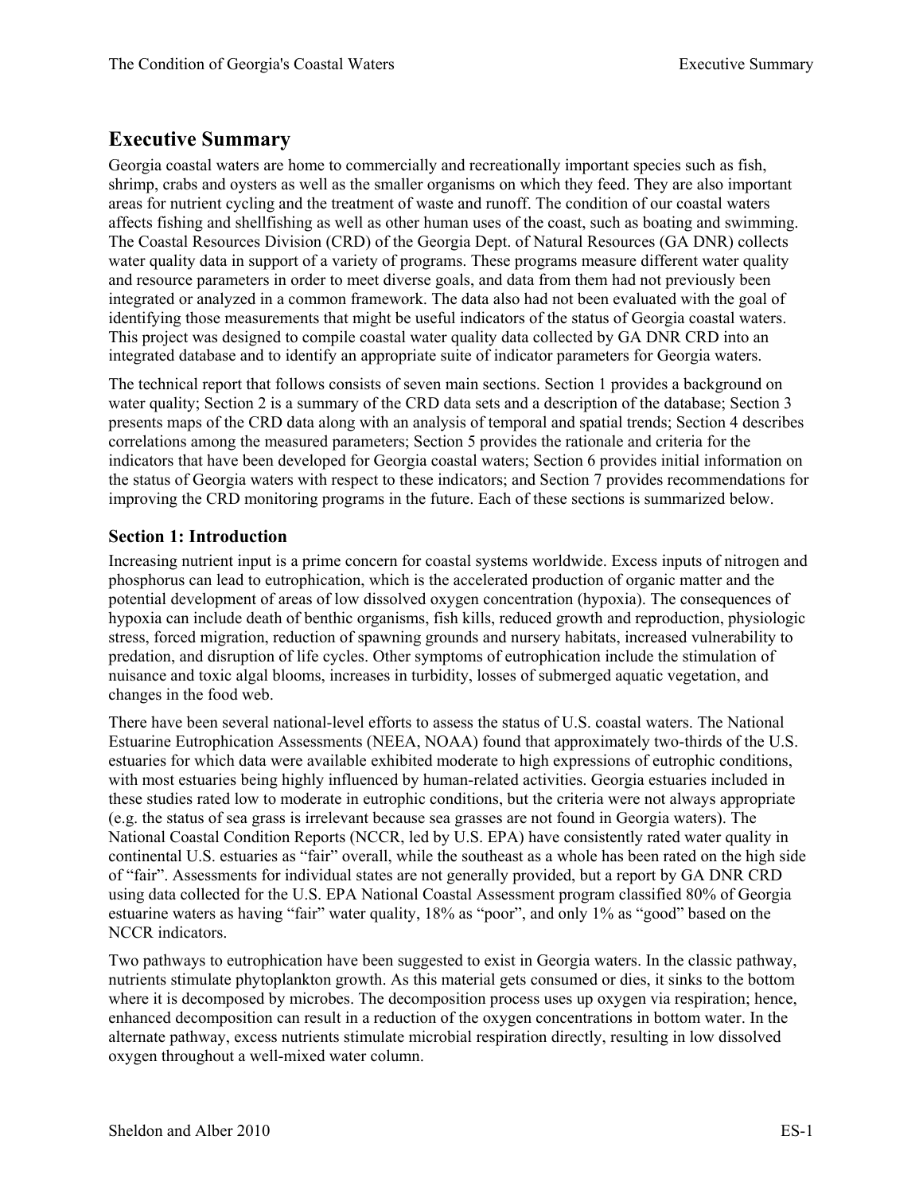# Executive Summary

Georgia coastal waters are home to commercially and recreationally important species such as fish, shrimp, crabs and oysters as well as the smaller organisms on which they feed. They are also important areas for nutrient cycling and the treatment of waste and runoff. The condition of our coastal waters affects fishing and shellfishing as well as other human uses of the coast, such as boating and swimming. The Coastal Resources Division (CRD) of the Georgia Dept. of Natural Resources (GA DNR) collects water quality data in support of a variety of programs. These programs measure different water quality and resource parameters in order to meet diverse goals, and data from them had not previously been integrated or analyzed in a common framework. The data also had not been evaluated with the goal of identifying those measurements that might be useful indicators of the status of Georgia coastal waters. This project was designed to compile coastal water quality data collected by GA DNR CRD into an integrated database and to identify an appropriate suite of indicator parameters for Georgia waters.

The technical report that follows consists of seven main sections. Section 1 provides a background on water quality; Section 2 is a summary of the CRD data sets and a description of the database; Section 3 presents maps of the CRD data along with an analysis of temporal and spatial trends; Section 4 describes correlations among the measured parameters; Section 5 provides the rationale and criteria for the indicators that have been developed for Georgia coastal waters; Section 6 provides initial information on the status of Georgia waters with respect to these indicators; and Section 7 provides recommendations for improving the CRD monitoring programs in the future. Each of these sections is summarized below.

## Section 1: Introduction

Increasing nutrient input is a prime concern for coastal systems worldwide. Excess inputs of nitrogen and phosphorus can lead to eutrophication, which is the accelerated production of organic matter and the potential development of areas of low dissolved oxygen concentration (hypoxia). The consequences of hypoxia can include death of benthic organisms, fish kills, reduced growth and reproduction, physiologic stress, forced migration, reduction of spawning grounds and nursery habitats, increased vulnerability to predation, and disruption of life cycles. Other symptoms of eutrophication include the stimulation of nuisance and toxic algal blooms, increases in turbidity, losses of submerged aquatic vegetation, and changes in the food web.

There have been several national-level efforts to assess the status of U.S. coastal waters. The National Estuarine Eutrophication Assessments (NEEA, NOAA) found that approximately two-thirds of the U.S. estuaries for which data were available exhibited moderate to high expressions of eutrophic conditions, with most estuaries being highly influenced by human-related activities. Georgia estuaries included in these studies rated low to moderate in eutrophic conditions, but the criteria were not always appropriate (e.g. the status of sea grass is irrelevant because sea grasses are not found in Georgia waters). The National Coastal Condition Reports (NCCR, led by U.S. EPA) have consistently rated water quality in continental U.S. estuaries as "fair" overall, while the southeast as a whole has been rated on the high side of "fair". Assessments for individual states are not generally provided, but a report by GA DNR CRD using data collected for the U.S. EPA National Coastal Assessment program classified 80% of Georgia estuarine waters as having "fair" water quality, 18% as "poor", and only 1% as "good" based on the NCCR indicators.

Two pathways to eutrophication have been suggested to exist in Georgia waters. In the classic pathway, nutrients stimulate phytoplankton growth. As this material gets consumed or dies, it sinks to the bottom where it is decomposed by microbes. The decomposition process uses up oxygen via respiration; hence, enhanced decomposition can result in a reduction of the oxygen concentrations in bottom water. In the alternate pathway, excess nutrients stimulate microbial respiration directly, resulting in low dissolved oxygen throughout a well-mixed water column.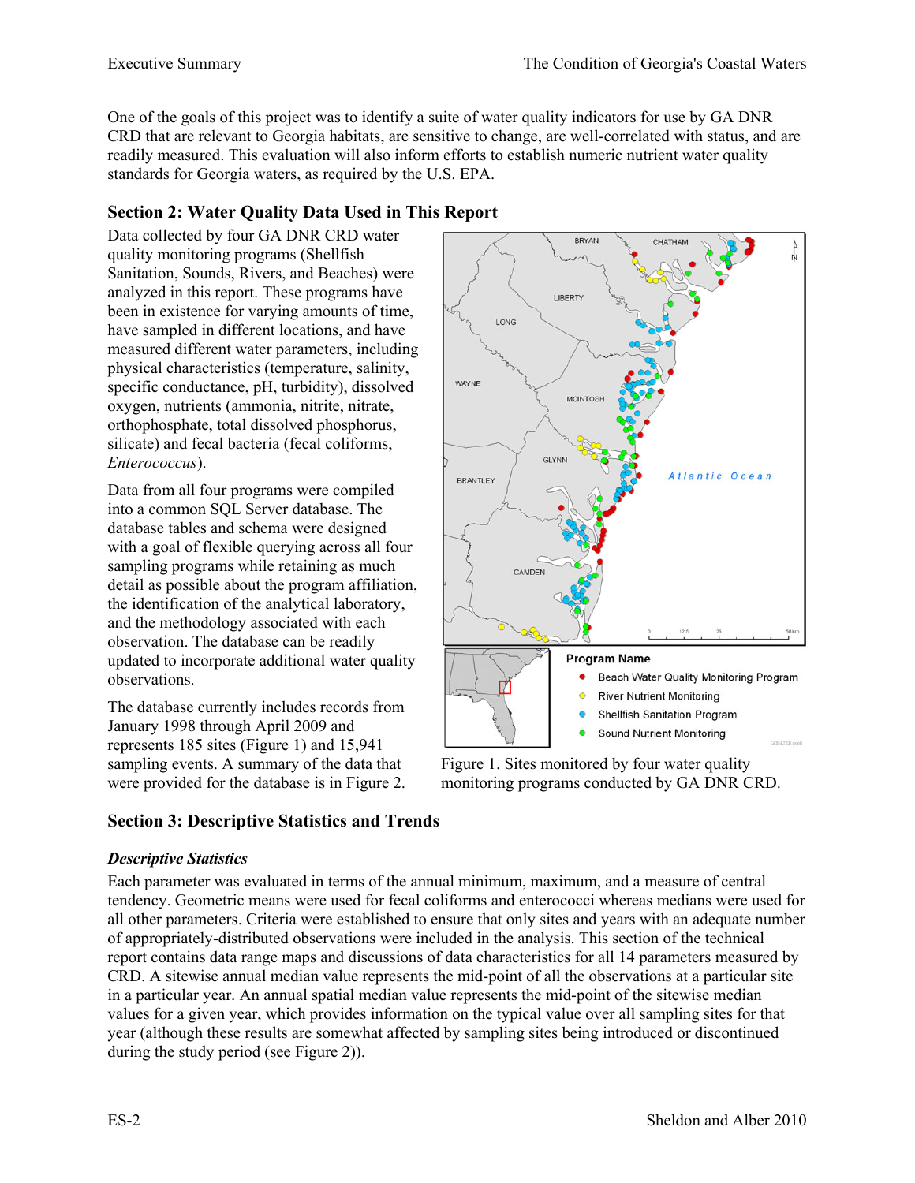One of the goals of this project was to identify a suite of water quality indicators for use by GA DNR CRD that are relevant to Georgia habitats, are sensitive to change, are well-correlated with status, and are readily measured. This evaluation will also inform efforts to establish numeric nutrient water quality standards for Georgia waters, as required by the U.S. EPA.

## Section 2: Water Quality Data Used in This Report

Data collected by four GA DNR CRD water quality monitoring programs (Shellfish Sanitation, Sounds, Rivers, and Beaches) were analyzed in this report. These programs have been in existence for varying amounts of time, have sampled in different locations, and have measured different water parameters, including physical characteristics (temperature, salinity, specific conductance, pH, turbidity), dissolved oxygen, nutrients (ammonia, nitrite, nitrate, orthophosphate, total dissolved phosphorus, silicate) and fecal bacteria (fecal coliforms, *Enterococcus*).

Data from all four programs were compiled into a common SQL Server database. The database tables and schema were designed with a goal of flexible querying across all four sampling programs while retaining as much detail as possible about the program affiliation, the identification of the analytical laboratory, and the methodology associated with each observation. The database can be readily updated to incorporate additional water quality observations.

The database currently includes records from January 1998 through April 2009 and represents 185 sites (Figure 1) and 15,941 sampling events. A summary of the data that were provided for the database is in Figure 2.

Figure 1. Sites monitored by four water quality monitoring programs conducted by GA DNR CRD.

## Section 3: Descriptive Statistics and Trends

### *Descriptive Statistics*

Each parameter was evaluated in terms of the annual minimum, maximum, and a measure of central tendency. Geometric means were used for fecal coliforms and enterococci whereas medians were used for all other parameters. Criteria were established to ensure that only sites and years with an adequate number of appropriately-distributed observations were included in the analysis. This section of the technical report contains data range maps and discussions of data characteristics for all 14 parameters measured by CRD. A sitewise annual median value represents the mid-point of all the observations at a particular site in a particular year. An annual spatial median value represents the mid-point of the sitewise median values for a given year, which provides information on the typical value over all sampling sites for that year (although these results are somewhat affected by sampling sites being introduced or discontinued during the study period (see Figure 2)).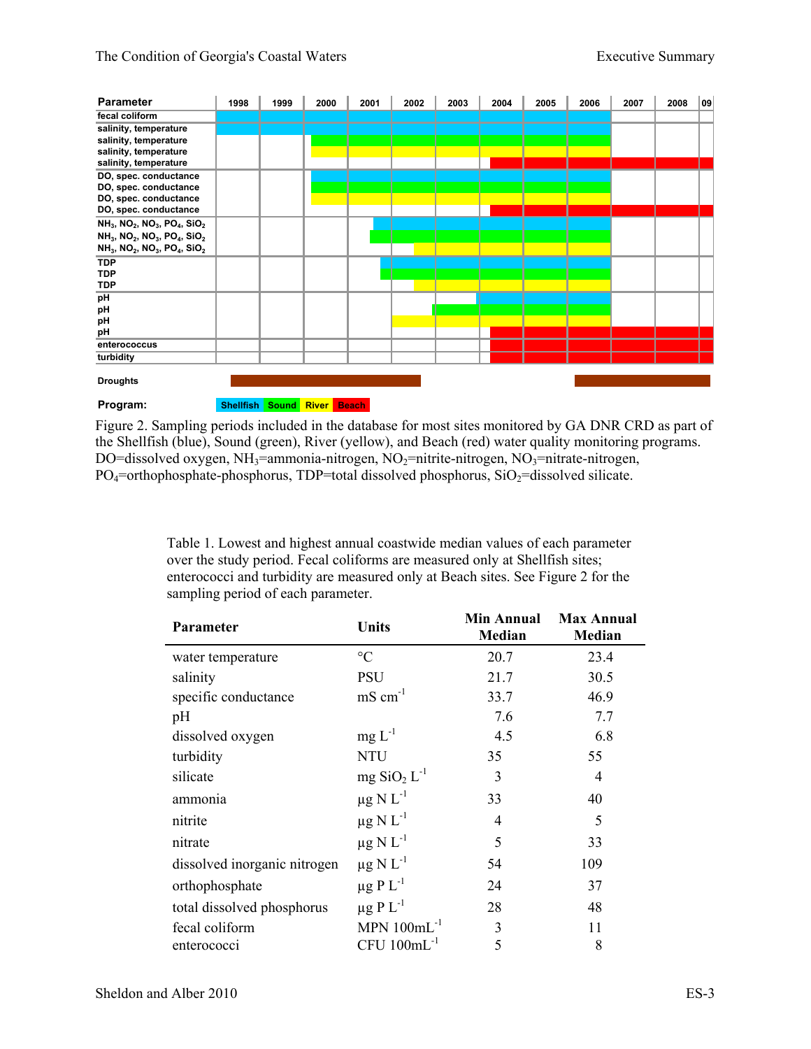Figure 2. Sampling periods included in the database for most sites monitored by GA DNR CRD as part of the Shellfish (blue), Sound (green), River (yellow), and Beach (red) water quality monitoring programs. DO=dissolved oxygen, $NH_3$=ammonia-nitrogen, $NO_2$=nitrite-nitrogen, $NO_3$=nitrate-nitrogen, $PO_4$=orthophosphate-phosphorus, TDP=total dissolved phosphorus, $SiO_2$=dissolved silicate.

Table 1. Lowest and highest annual coastwide median values of each parameter over the study period. Fecal coliforms are measured only at Shellfish sites; enterococci and turbidity are measured only at Beach sites. See Figure 2 for the sampling period of each parameter.

| Parameter | Units | Min Annual Median | Max Annual Median |
|---|---|---|---|
| water temperature | °C | 20.7 | 23.4 |
| salinity | PSU | 21.7 | 30.5 |
| specific conductance | mS $cm^{-1}$ | 33.7 | 46.9 |
| pH | | 7.6 | 7.7 |
| dissolved oxygen | mg $L^{-1}$ | 4.5 | 6.8 |
| turbidity | NTU | 35 | 55 |
| silicate | mg $SiO_2$ $L^{-1}$ | 3 | 4 |
| ammonia | µg N $L^{-1}$ | 33 | 40 |
| nitrite | µg N $L^{-1}$ | 4 | 5 |
| nitrate | µg N $L^{-1}$ | 5 | 33 |
| dissolved inorganic nitrogen | µg N $L^{-1}$ | 54 | 109 |
| orthophosphate | µg P $L^{-1}$ | 24 | 37 |
| total dissolved phosphorus | µg P $L^{-1}$ | 28 | 48 |
| fecal coliform | MPN $100mL^{-1}$ | 3 | 11 |
| enterococci | CFU $100mL^{-1}$ | 5 | 8 |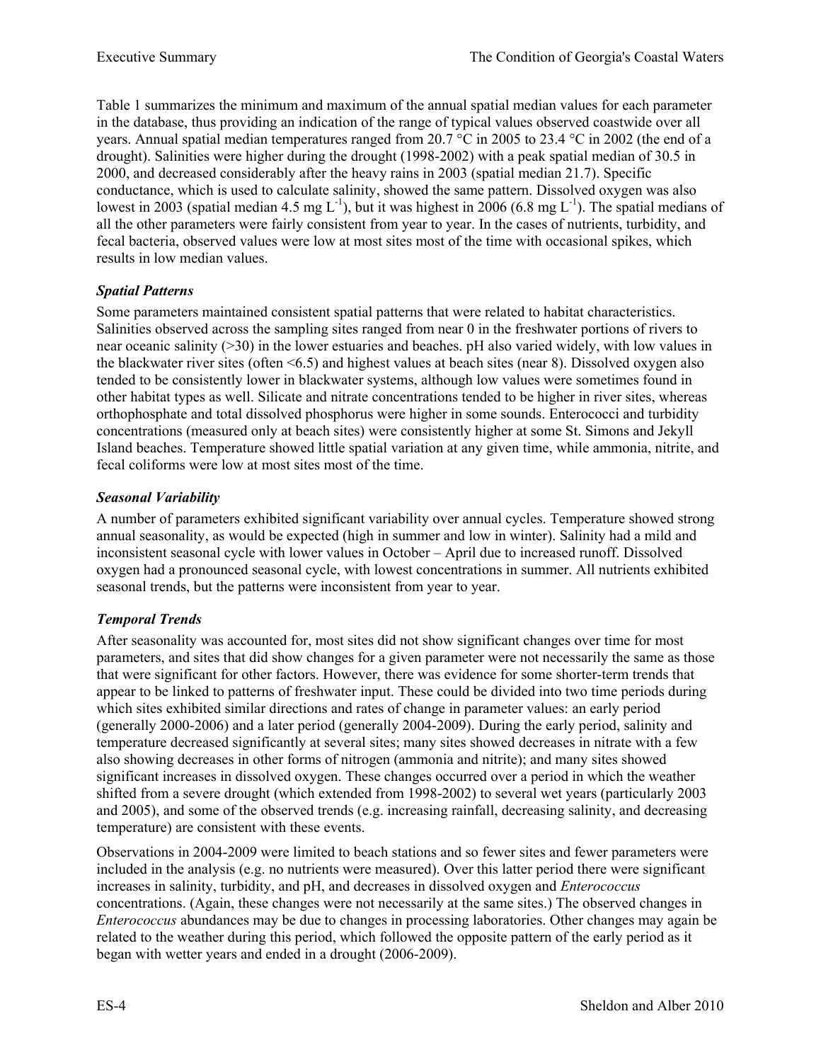Table 1 summarizes the minimum and maximum of the annual spatial median values for each parameter in the database, thus providing an indication of the range of typical values observed coastwide over all years. Annual spatial median temperatures ranged from 20.7 °C in 2005 to 23.4 °C in 2002 (the end of a drought). Salinities were higher during the drought (1998-2002) with a peak spatial median of 30.5 in 2000, and decreased considerably after the heavy rains in 2003 (spatial median 21.7). Specific conductance, which is used to calculate salinity, showed the same pattern. Dissolved oxygen was also lowest in 2003 (spatial median 4.5 mg $L^{-1}$), but it was highest in 2006 (6.8 mg $L^{-1}$). The spatial medians of all the other parameters were fairly consistent from year to year. In the cases of nutrients, turbidity, and fecal bacteria, observed values were low at most sites most of the time with occasional spikes, which results in low median values.

### *Spatial Patterns*

Some parameters maintained consistent spatial patterns that were related to habitat characteristics. Salinities observed across the sampling sites ranged from near 0 in the freshwater portions of rivers to near oceanic salinity (>30) in the lower estuaries and beaches. pH also varied widely, with low values in the blackwater river sites (often <6.5) and highest values at beach sites (near 8). Dissolved oxygen also tended to be consistently lower in blackwater systems, although low values were sometimes found in other habitat types as well. Silicate and nitrate concentrations tended to be higher in river sites, whereas orthophosphate and total dissolved phosphorus were higher in some sounds. Enterococci and turbidity concentrations (measured only at beach sites) were consistently higher at some St. Simons and Jekyll Island beaches. Temperature showed little spatial variation at any given time, while ammonia, nitrite, and fecal coliforms were low at most sites most of the time.

### *Seasonal Variability*

A number of parameters exhibited significant variability over annual cycles. Temperature showed strong annual seasonality, as would be expected (high in summer and low in winter). Salinity had a mild and inconsistent seasonal cycle with lower values in October – April due to increased runoff. Dissolved oxygen had a pronounced seasonal cycle, with lowest concentrations in summer. All nutrients exhibited seasonal trends, but the patterns were inconsistent from year to year.

### *Temporal Trends*

After seasonality was accounted for, most sites did not show significant changes over time for most parameters, and sites that did show changes for a given parameter were not necessarily the same as those that were significant for other factors. However, there was evidence for some shorter-term trends that appear to be linked to patterns of freshwater input. These could be divided into two time periods during which sites exhibited similar directions and rates of change in parameter values: an early period (generally 2000-2006) and a later period (generally 2004-2009). During the early period, salinity and temperature decreased significantly at several sites; many sites showed decreases in nitrate with a few also showing decreases in other forms of nitrogen (ammonia and nitrite); and many sites showed significant increases in dissolved oxygen. These changes occurred over a period in which the weather shifted from a severe drought (which extended from 1998-2002) to several wet years (particularly 2003 and 2005), and some of the observed trends (e.g. increasing rainfall, decreasing salinity, and decreasing temperature) are consistent with these events.

Observations in 2004-2009 were limited to beach stations and so fewer sites and fewer parameters were included in the analysis (e.g. no nutrients were measured). Over this latter period there were significant increases in salinity, turbidity, and pH, and decreases in dissolved oxygen and *Enterococcus* concentrations. (Again, these changes were not necessarily at the same sites.) The observed changes in *Enterococcus* abundances may be due to changes in processing laboratories. Other changes may again be related to the weather during this period, which followed the opposite pattern of the early period as it began with wetter years and ended in a drought (2006-2009).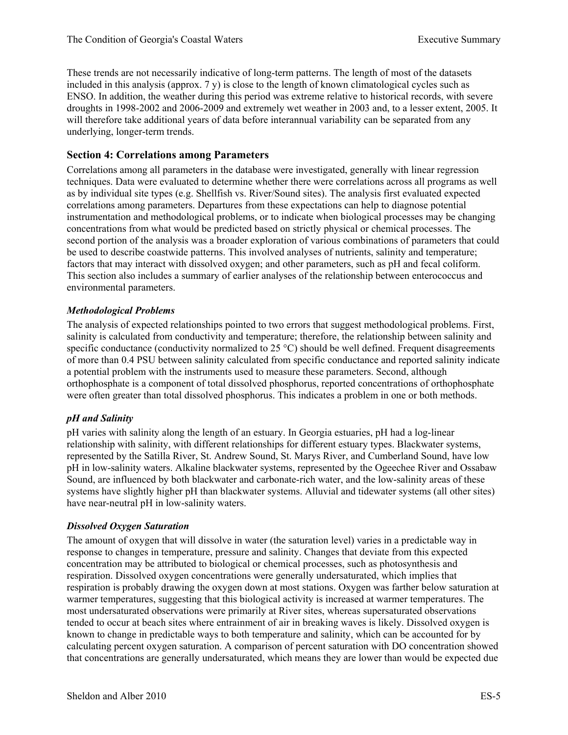These trends are not necessarily indicative of long-term patterns. The length of most of the datasets included in this analysis (approx. 7 y) is close to the length of known climatological cycles such as ENSO. In addition, the weather during this period was extreme relative to historical records, with severe droughts in 1998-2002 and 2006-2009 and extremely wet weather in 2003 and, to a lesser extent, 2005. It will therefore take additional years of data before interannual variability can be separated from any underlying, longer-term trends.

## Section 4: Correlations among Parameters

Correlations among all parameters in the database were investigated, generally with linear regression techniques. Data were evaluated to determine whether there were correlations across all programs as well as by individual site types (e.g. Shellfish vs. River/Sound sites). The analysis first evaluated expected correlations among parameters. Departures from these expectations can help to diagnose potential instrumentation and methodological problems, or to indicate when biological processes may be changing concentrations from what would be predicted based on strictly physical or chemical processes. The second portion of the analysis was a broader exploration of various combinations of parameters that could be used to describe coastwide patterns. This involved analyses of nutrients, salinity and temperature; factors that may interact with dissolved oxygen; and other parameters, such as pH and fecal coliform. This section also includes a summary of earlier analyses of the relationship between enterococcus and environmental parameters.

### *Methodological Problems*

The analysis of expected relationships pointed to two errors that suggest methodological problems. First, salinity is calculated from conductivity and temperature; therefore, the relationship between salinity and specific conductance (conductivity normalized to 25 °C) should be well defined. Frequent disagreements of more than 0.4 PSU between salinity calculated from specific conductance and reported salinity indicate a potential problem with the instruments used to measure these parameters. Second, although orthophosphate is a component of total dissolved phosphorus, reported concentrations of orthophosphate were often greater than total dissolved phosphorus. This indicates a problem in one or both methods.

### *pH and Salinity*

pH varies with salinity along the length of an estuary. In Georgia estuaries, pH had a log-linear relationship with salinity, with different relationships for different estuary types. Blackwater systems, represented by the Satilla River, St. Andrew Sound, St. Marys River, and Cumberland Sound, have low pH in low-salinity waters. Alkaline blackwater systems, represented by the Ogeechee River and Ossabaw Sound, are influenced by both blackwater and carbonate-rich water, and the low-salinity areas of these systems have slightly higher pH than blackwater systems. Alluvial and tidewater systems (all other sites) have near-neutral pH in low-salinity waters.

### *Dissolved Oxygen Saturation*

The amount of oxygen that will dissolve in water (the saturation level) varies in a predictable way in response to changes in temperature, pressure and salinity. Changes that deviate from this expected concentration may be attributed to biological or chemical processes, such as photosynthesis and respiration. Dissolved oxygen concentrations were generally undersaturated, which implies that respiration is probably drawing the oxygen down at most stations. Oxygen was farther below saturation at warmer temperatures, suggesting that this biological activity is increased at warmer temperatures. The most undersaturated observations were primarily at River sites, whereas supersaturated observations tended to occur at beach sites where entrainment of air in breaking waves is likely. Dissolved oxygen is known to change in predictable ways to both temperature and salinity, which can be accounted for by calculating percent oxygen saturation. A comparison of percent saturation with DO concentration showed that concentrations are generally undersaturated, which means they are lower than would be expected due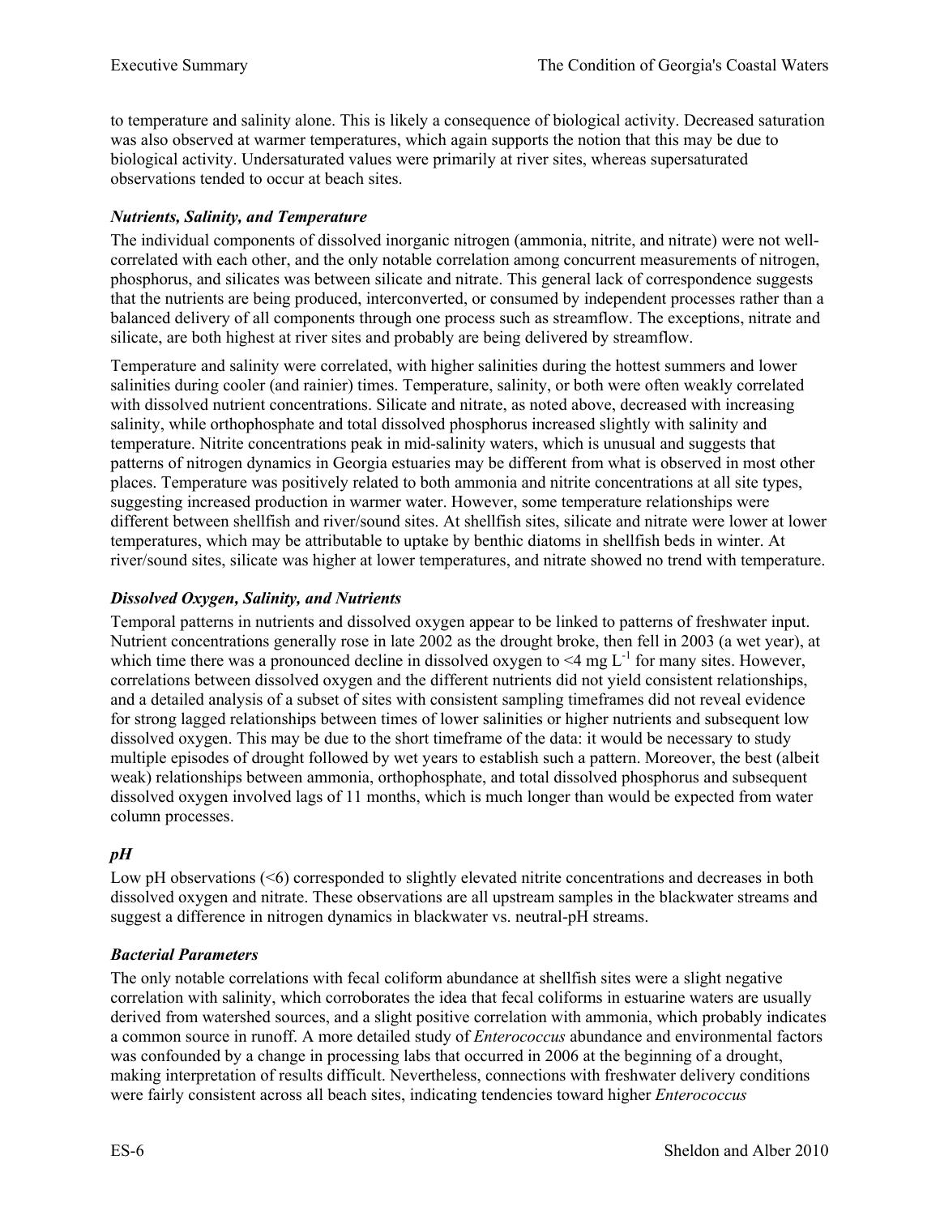to temperature and salinity alone. This is likely a consequence of biological activity. Decreased saturation was also observed at warmer temperatures, which again supports the notion that this may be due to biological activity. Undersaturated values were primarily at river sites, whereas supersaturated observations tended to occur at beach sites.

### *Nutrients, Salinity, and Temperature*

The individual components of dissolved inorganic nitrogen (ammonia, nitrite, and nitrate) were not well-correlated with each other, and the only notable correlation among concurrent measurements of nitrogen, phosphorus, and silicates was between silicate and nitrate. This general lack of correspondence suggests that the nutrients are being produced, interconverted, or consumed by independent processes rather than a balanced delivery of all components through one process such as streamflow. The exceptions, nitrate and silicate, are both highest at river sites and probably are being delivered by streamflow.

Temperature and salinity were correlated, with higher salinities during the hottest summers and lower salinities during cooler (and rainier) times. Temperature, salinity, or both were often weakly correlated with dissolved nutrient concentrations. Silicate and nitrate, as noted above, decreased with increasing salinity, while orthophosphate and total dissolved phosphorus increased slightly with salinity and temperature. Nitrite concentrations peak in mid-salinity waters, which is unusual and suggests that patterns of nitrogen dynamics in Georgia estuaries may be different from what is observed in most other places. Temperature was positively related to both ammonia and nitrite concentrations at all site types, suggesting increased production in warmer water. However, some temperature relationships were different between shellfish and river/sound sites. At shellfish sites, silicate and nitrate were lower at lower temperatures, which may be attributable to uptake by benthic diatoms in shellfish beds in winter. At river/sound sites, silicate was higher at lower temperatures, and nitrate showed no trend with temperature.

### *Dissolved Oxygen, Salinity, and Nutrients*

Temporal patterns in nutrients and dissolved oxygen appear to be linked to patterns of freshwater input. Nutrient concentrations generally rose in late 2002 as the drought broke, then fell in 2003 (a wet year), at which time there was a pronounced decline in dissolved oxygen to <4 mg $L^{-1}$ for many sites. However, correlations between dissolved oxygen and the different nutrients did not yield consistent relationships, and a detailed analysis of a subset of sites with consistent sampling timeframes did not reveal evidence for strong lagged relationships between times of lower salinities or higher nutrients and subsequent low dissolved oxygen. This may be due to the short timeframe of the data: it would be necessary to study multiple episodes of drought followed by wet years to establish such a pattern. Moreover, the best (albeit weak) relationships between ammonia, orthophosphate, and total dissolved phosphorus and subsequent dissolved oxygen involved lags of 11 months, which is much longer than would be expected from water column processes.

### *pH*

Low pH observations (<6) corresponded to slightly elevated nitrite concentrations and decreases in both dissolved oxygen and nitrate. These observations are all upstream samples in the blackwater streams and suggest a difference in nitrogen dynamics in blackwater vs. neutral-pH streams.

### *Bacterial Parameters*

The only notable correlations with fecal coliform abundance at shellfish sites were a slight negative correlation with salinity, which corroborates the idea that fecal coliforms in estuarine waters are usually derived from watershed sources, and a slight positive correlation with ammonia, which probably indicates a common source in runoff. A more detailed study of *Enterococcus* abundance and environmental factors was confounded by a change in processing labs that occurred in 2006 at the beginning of a drought, making interpretation of results difficult. Nevertheless, connections with freshwater delivery conditions were fairly consistent across all beach sites, indicating tendencies toward higher *Enterococcus*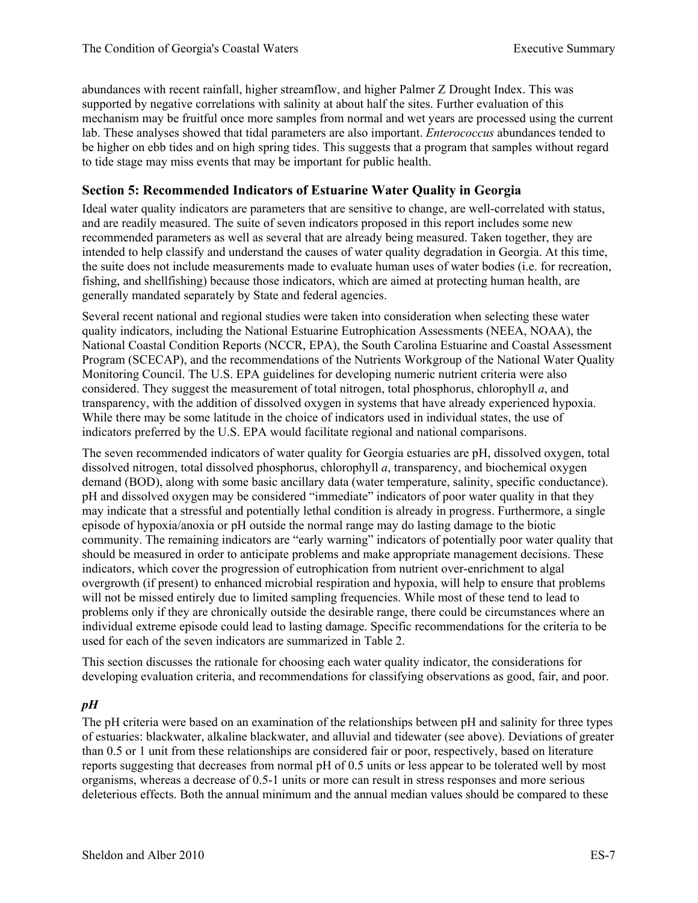abundances with recent rainfall, higher streamflow, and higher Palmer Z Drought Index. This was supported by negative correlations with salinity at about half the sites. Further evaluation of this mechanism may be fruitful once more samples from normal and wet years are processed using the current lab. These analyses showed that tidal parameters are also important. *Enterococcus* abundances tended to be higher on ebb tides and on high spring tides. This suggests that a program that samples without regard to tide stage may miss events that may be important for public health.

## Section 5: Recommended Indicators of Estuarine Water Quality in Georgia

Ideal water quality indicators are parameters that are sensitive to change, are well-correlated with status, and are readily measured. The suite of seven indicators proposed in this report includes some new recommended parameters as well as several that are already being measured. Taken together, they are intended to help classify and understand the causes of water quality degradation in Georgia. At this time, the suite does not include measurements made to evaluate human uses of water bodies (i.e. for recreation, fishing, and shellfishing) because those indicators, which are aimed at protecting human health, are generally mandated separately by State and federal agencies.

Several recent national and regional studies were taken into consideration when selecting these water quality indicators, including the National Estuarine Eutrophication Assessments (NEEA, NOAA), the National Coastal Condition Reports (NCCR, EPA), the South Carolina Estuarine and Coastal Assessment Program (SCECAP), and the recommendations of the Nutrients Workgroup of the National Water Quality Monitoring Council. The U.S. EPA guidelines for developing numeric nutrient criteria were also considered. They suggest the measurement of total nitrogen, total phosphorus, chlorophyll *a*, and transparency, with the addition of dissolved oxygen in systems that have already experienced hypoxia. While there may be some latitude in the choice of indicators used in individual states, the use of indicators preferred by the U.S. EPA would facilitate regional and national comparisons.

The seven recommended indicators of water quality for Georgia estuaries are pH, dissolved oxygen, total dissolved nitrogen, total dissolved phosphorus, chlorophyll *a*, transparency, and biochemical oxygen demand (BOD), along with some basic ancillary data (water temperature, salinity, specific conductance). pH and dissolved oxygen may be considered "immediate" indicators of poor water quality in that they may indicate that a stressful and potentially lethal condition is already in progress. Furthermore, a single episode of hypoxia/anoxia or pH outside the normal range may do lasting damage to the biotic community. The remaining indicators are "early warning" indicators of potentially poor water quality that should be measured in order to anticipate problems and make appropriate management decisions. These indicators, which cover the progression of eutrophication from nutrient over-enrichment to algal overgrowth (if present) to enhanced microbial respiration and hypoxia, will help to ensure that problems will not be missed entirely due to limited sampling frequencies. While most of these tend to lead to problems only if they are chronically outside the desirable range, there could be circumstances where an individual extreme episode could lead to lasting damage. Specific recommendations for the criteria to be used for each of the seven indicators are summarized in Table 2.

This section discusses the rationale for choosing each water quality indicator, the considerations for developing evaluation criteria, and recommendations for classifying observations as good, fair, and poor.

### *pH*

The pH criteria were based on an examination of the relationships between pH and salinity for three types of estuaries: blackwater, alkaline blackwater, and alluvial and tidewater (see above). Deviations of greater than 0.5 or 1 unit from these relationships are considered fair or poor, respectively, based on literature reports suggesting that decreases from normal pH of 0.5 units or less appear to be tolerated well by most organisms, whereas a decrease of 0.5-1 units or more can result in stress responses and more serious deleterious effects. Both the annual minimum and the annual median values should be compared to these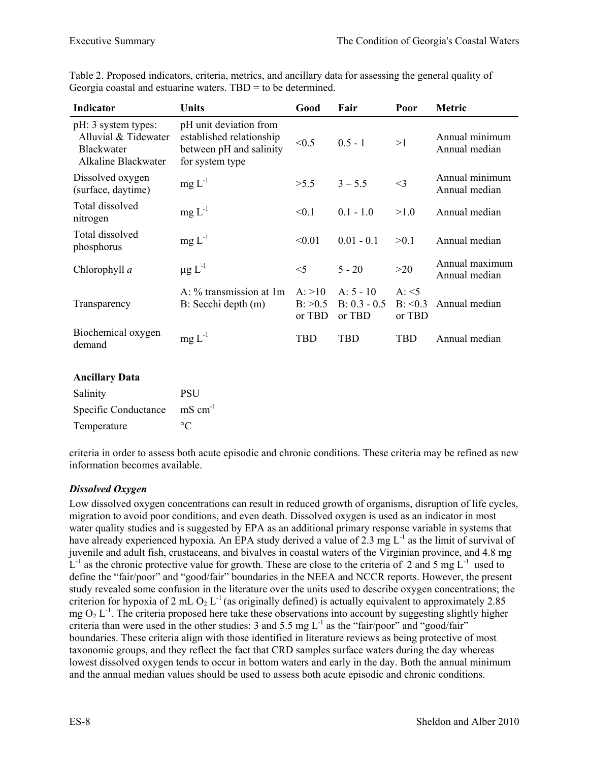Table 2. Proposed indicators, criteria, metrics, and ancillary data for assessing the general quality of Georgia coastal and estuarine waters. TBD = to be determined.

| Indicator | Units | Good | Fair | Poor | Metric |
|---|---|---|---|---|---|
| pH: 3 system types: Alluvial & Tidewater, Blackwater, Alkaline Blackwater | pH unit deviation from established relationship between pH and salinity for system type | <0.5 | 0.5 - 1 | >1 | Annual minimum, Annual median |
| Dissolved oxygen (surface, daytime) | mg $L^{-1}$ | >5.5 | 3 – 5.5 | <3 | Annual minimum, Annual median |
| Total dissolved nitrogen | mg $L^{-1}$ | <0.1 | 0.1 - 1.0 | >1.0 | Annual median |
| Total dissolved phosphorus | mg $L^{-1}$ | <0.01 | 0.01 - 0.1 | >0.1 | Annual median |
| Chlorophyll *a* | µg $L^{-1}$ | <5 | 5 - 20 | >20 | Annual maximum, Annual median |
| Transparency | A: % transmission at 1m, B: Secchi depth (m) | A: >10, B: >0.5 or TBD | A: 5 - 10, B: 0.3 - 0.5 or TBD | A: <5, B: <0.3 or TBD | Annual median |
| Biochemical oxygen demand | mg $L^{-1}$ | TBD | TBD | TBD | Annual median |
| **Ancillary Data** | | | | | |
| Salinity | PSU | | | | |
| Specific Conductance | mS $cm^{-1}$ | | | | |
| Temperature | °C | | | | |

criteria in order to assess both acute episodic and chronic conditions. These criteria may be refined as new information becomes available.

### *Dissolved Oxygen*

Low dissolved oxygen concentrations can result in reduced growth of organisms, disruption of life cycles, migration to avoid poor conditions, and even death. Dissolved oxygen is used as an indicator in most water quality studies and is suggested by EPA as an additional primary response variable in systems that have already experienced hypoxia. An EPA study derived a value of 2.3 mg $L^{-1}$ as the limit of survival of juvenile and adult fish, crustaceans, and bivalves in coastal waters of the Virginian province, and 4.8 mg $L^{-1}$ as the chronic protective value for growth. These are close to the criteria of 2 and 5 mg $L^{-1}$ used to define the "fair/poor" and "good/fair" boundaries in the NEEA and NCCR reports. However, the present study revealed some confusion in the literature over the units used to describe oxygen concentrations; the criterion for hypoxia of 2 mL $O_2$ $L^{-1}$ (as originally defined) is actually equivalent to approximately 2.85 mg $O_2$ $L^{-1}$. The criteria proposed here take these observations into account by suggesting slightly higher criteria than were used in the other studies: 3 and 5.5 mg $L^{-1}$ as the "fair/poor" and "good/fair" boundaries. These criteria align with those identified in literature reviews as being protective of most taxonomic groups, and they reflect the fact that CRD samples surface waters during the day whereas lowest dissolved oxygen tends to occur in bottom waters and early in the day. Both the annual minimum and the annual median values should be used to assess both acute episodic and chronic conditions.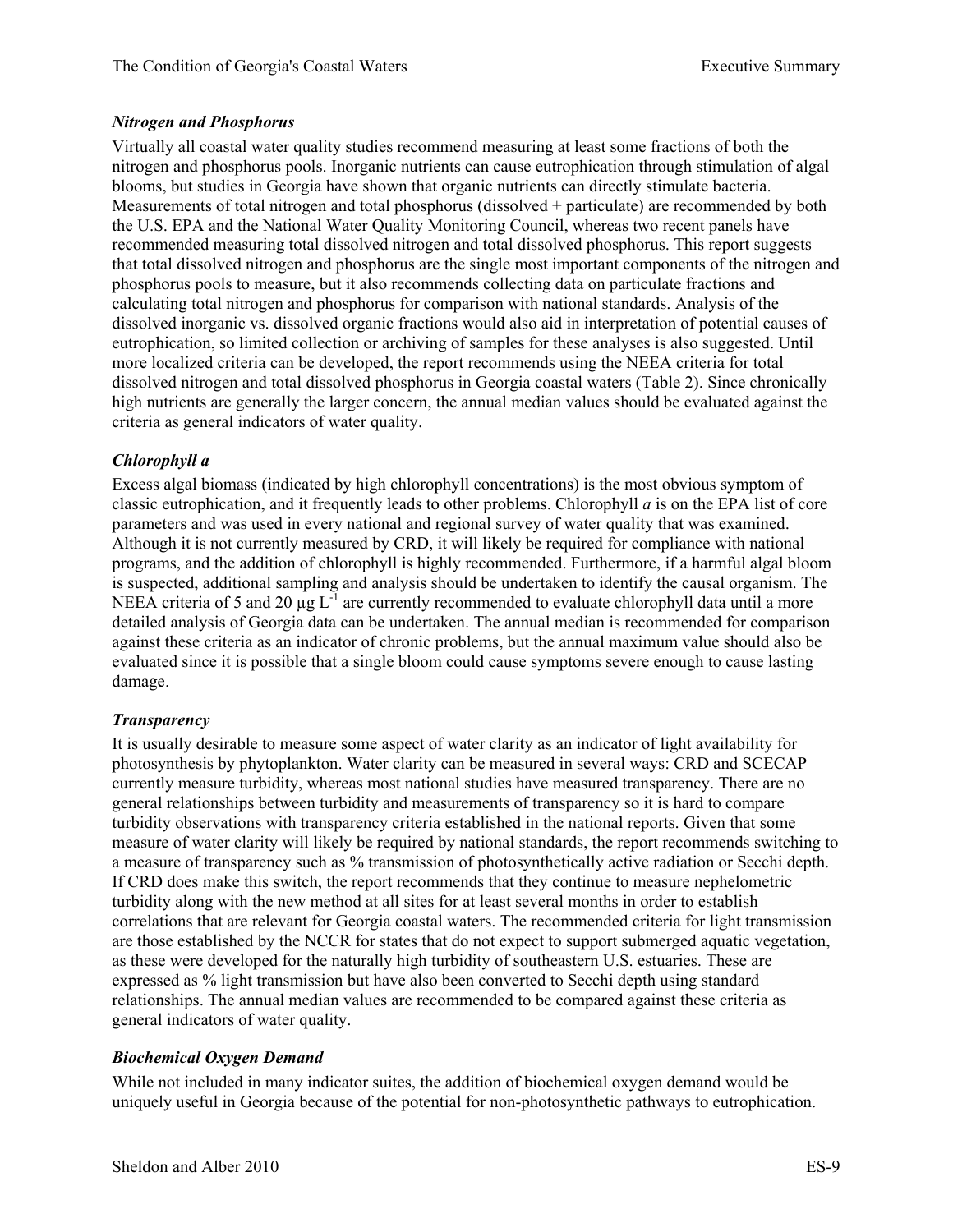### *Nitrogen and Phosphorus*

Virtually all coastal water quality studies recommend measuring at least some fractions of both the nitrogen and phosphorus pools. Inorganic nutrients can cause eutrophication through stimulation of algal blooms, but studies in Georgia have shown that organic nutrients can directly stimulate bacteria. Measurements of total nitrogen and total phosphorus (dissolved + particulate) are recommended by both the U.S. EPA and the National Water Quality Monitoring Council, whereas two recent panels have recommended measuring total dissolved nitrogen and total dissolved phosphorus. This report suggests that total dissolved nitrogen and phosphorus are the single most important components of the nitrogen and phosphorus pools to measure, but it also recommends collecting data on particulate fractions and calculating total nitrogen and phosphorus for comparison with national standards. Analysis of the dissolved inorganic vs. dissolved organic fractions would also aid in interpretation of potential causes of eutrophication, so limited collection or archiving of samples for these analyses is also suggested. Until more localized criteria can be developed, the report recommends using the NEEA criteria for total dissolved nitrogen and total dissolved phosphorus in Georgia coastal waters (Table 2). Since chronically high nutrients are generally the larger concern, the annual median values should be evaluated against the criteria as general indicators of water quality.

### *Chlorophyll a*

Excess algal biomass (indicated by high chlorophyll concentrations) is the most obvious symptom of classic eutrophication, and it frequently leads to other problems. Chlorophyll *a* is on the EPA list of core parameters and was used in every national and regional survey of water quality that was examined. Although it is not currently measured by CRD, it will likely be required for compliance with national programs, and the addition of chlorophyll is highly recommended. Furthermore, if a harmful algal bloom is suspected, additional sampling and analysis should be undertaken to identify the causal organism. The NEEA criteria of 5 and 20 $\mu g\ L^{-1}$ are currently recommended to evaluate chlorophyll data until a more detailed analysis of Georgia data can be undertaken. The annual median is recommended for comparison against these criteria as an indicator of chronic problems, but the annual maximum value should also be evaluated since it is possible that a single bloom could cause symptoms severe enough to cause lasting damage.

### *Transparency*

It is usually desirable to measure some aspect of water clarity as an indicator of light availability for photosynthesis by phytoplankton. Water clarity can be measured in several ways: CRD and SCECAP currently measure turbidity, whereas most national studies have measured transparency. There are no general relationships between turbidity and measurements of transparency so it is hard to compare turbidity observations with transparency criteria established in the national reports. Given that some measure of water clarity will likely be required by national standards, the report recommends switching to a measure of transparency such as % transmission of photosynthetically active radiation or Secchi depth. If CRD does make this switch, the report recommends that they continue to measure nephelometric turbidity along with the new method at all sites for at least several months in order to establish correlations that are relevant for Georgia coastal waters. The recommended criteria for light transmission are those established by the NCCR for states that do not expect to support submerged aquatic vegetation, as these were developed for the naturally high turbidity of southeastern U.S. estuaries. These are expressed as % light transmission but have also been converted to Secchi depth using standard relationships. The annual median values are recommended to be compared against these criteria as general indicators of water quality.

### *Biochemical Oxygen Demand*

While not included in many indicator suites, the addition of biochemical oxygen demand would be uniquely useful in Georgia because of the potential for non-photosynthetic pathways to eutrophication.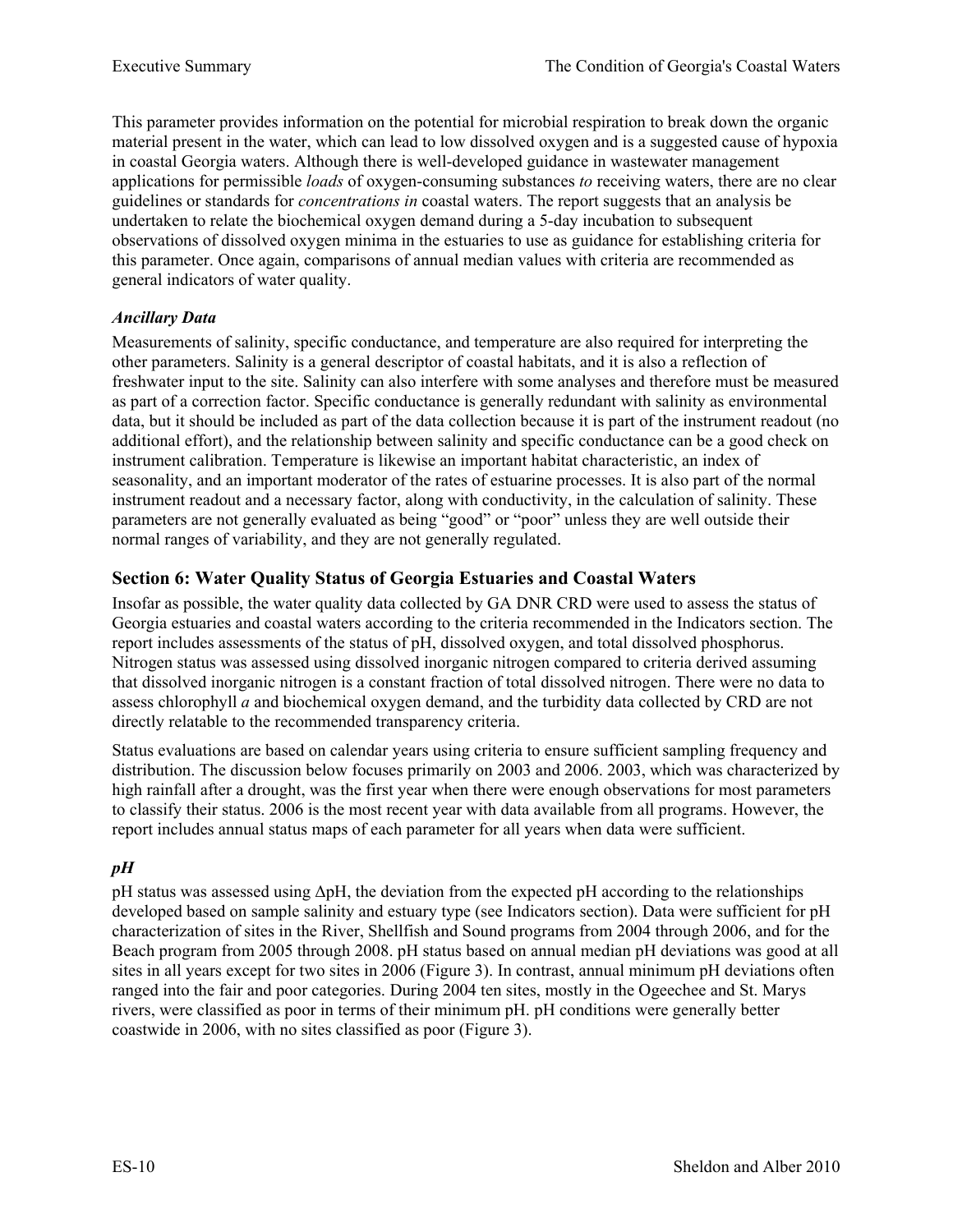This parameter provides information on the potential for microbial respiration to break down the organic material present in the water, which can lead to low dissolved oxygen and is a suggested cause of hypoxia in coastal Georgia waters. Although there is well-developed guidance in wastewater management applications for permissible *loads* of oxygen-consuming substances *to* receiving waters, there are no clear guidelines or standards for *concentrations in* coastal waters. The report suggests that an analysis be undertaken to relate the biochemical oxygen demand during a 5-day incubation to subsequent observations of dissolved oxygen minima in the estuaries to use as guidance for establishing criteria for this parameter. Once again, comparisons of annual median values with criteria are recommended as general indicators of water quality.

### *Ancillary Data*

Measurements of salinity, specific conductance, and temperature are also required for interpreting the other parameters. Salinity is a general descriptor of coastal habitats, and it is also a reflection of freshwater input to the site. Salinity can also interfere with some analyses and therefore must be measured as part of a correction factor. Specific conductance is generally redundant with salinity as environmental data, but it should be included as part of the data collection because it is part of the instrument readout (no additional effort), and the relationship between salinity and specific conductance can be a good check on instrument calibration. Temperature is likewise an important habitat characteristic, an index of seasonality, and an important moderator of the rates of estuarine processes. It is also part of the normal instrument readout and a necessary factor, along with conductivity, in the calculation of salinity. These parameters are not generally evaluated as being "good" or "poor" unless they are well outside their normal ranges of variability, and they are not generally regulated.

## Section 6: Water Quality Status of Georgia Estuaries and Coastal Waters

Insofar as possible, the water quality data collected by GA DNR CRD were used to assess the status of Georgia estuaries and coastal waters according to the criteria recommended in the Indicators section. The report includes assessments of the status of pH, dissolved oxygen, and total dissolved phosphorus. Nitrogen status was assessed using dissolved inorganic nitrogen compared to criteria derived assuming that dissolved inorganic nitrogen is a constant fraction of total dissolved nitrogen. There were no data to assess chlorophyll *a* and biochemical oxygen demand, and the turbidity data collected by CRD are not directly relatable to the recommended transparency criteria.

Status evaluations are based on calendar years using criteria to ensure sufficient sampling frequency and distribution. The discussion below focuses primarily on 2003 and 2006. 2003, which was characterized by high rainfall after a drought, was the first year when there were enough observations for most parameters to classify their status. 2006 is the most recent year with data available from all programs. However, the report includes annual status maps of each parameter for all years when data were sufficient.

### *pH*

pH status was assessed using $\Delta$pH, the deviation from the expected pH according to the relationships developed based on sample salinity and estuary type (see Indicators section). Data were sufficient for pH characterization of sites in the River, Shellfish and Sound programs from 2004 through 2006, and for the Beach program from 2005 through 2008. pH status based on annual median pH deviations was good at all sites in all years except for two sites in 2006 (Figure 3). In contrast, annual minimum pH deviations often ranged into the fair and poor categories. During 2004 ten sites, mostly in the Ogeechee and St. Marys rivers, were classified as poor in terms of their minimum pH. pH conditions were generally better coastwide in 2006, with no sites classified as poor (Figure 3).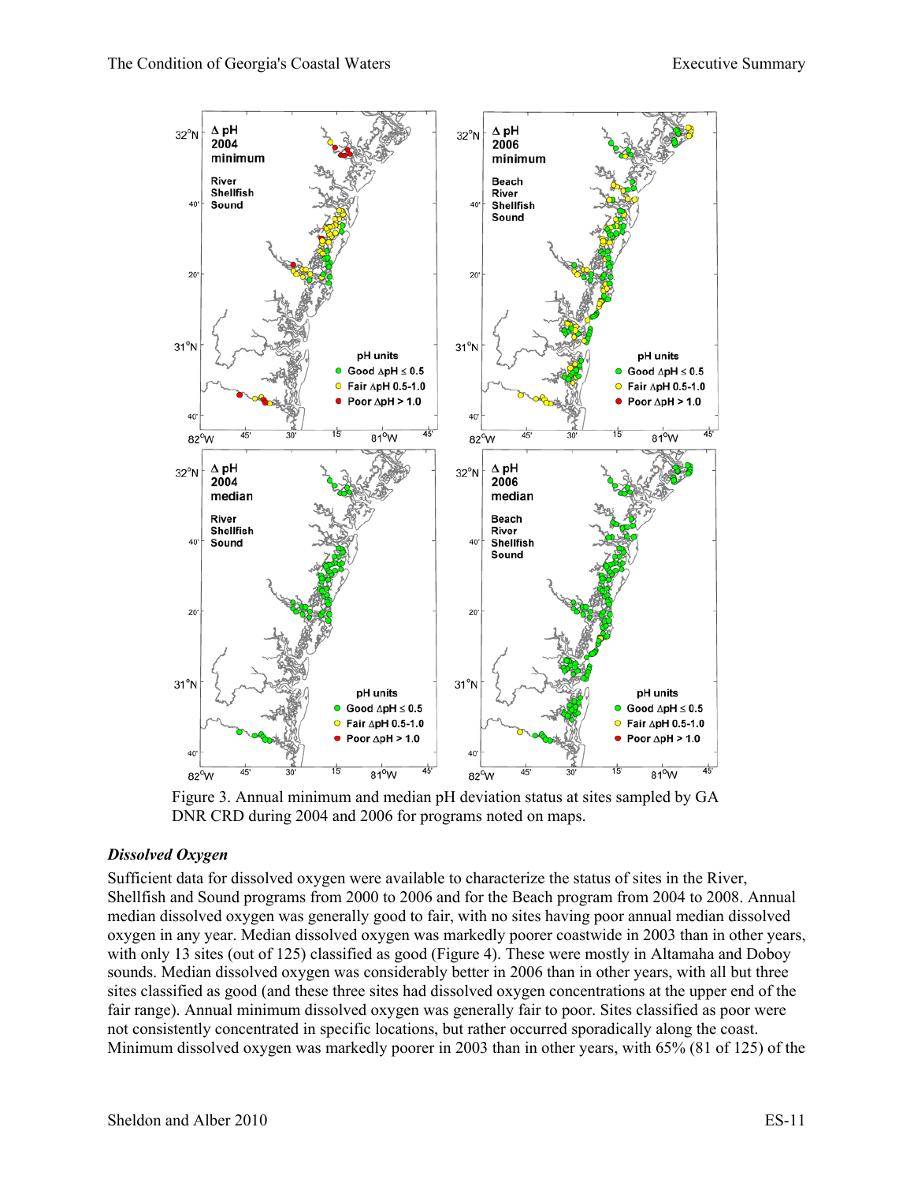Figure 3. Annual minimum and median pH deviation status at sites sampled by GA DNR CRD during 2004 and 2006 for programs noted on maps.

### *Dissolved Oxygen*

Sufficient data for dissolved oxygen were available to characterize the status of sites in the River, Shellfish and Sound programs from 2000 to 2006 and for the Beach program from 2004 to 2008. Annual median dissolved oxygen was generally good to fair, with no sites having poor annual median dissolved oxygen in any year. Median dissolved oxygen was markedly poorer coastwide in 2003 than in other years, with only 13 sites (out of 125) classified as good (Figure 4). These were mostly in Altamaha and Doboy sounds. Median dissolved oxygen was considerably better in 2006 than in other years, with all but three sites classified as good (and these three sites had dissolved oxygen concentrations at the upper end of the fair range). Annual minimum dissolved oxygen was generally fair to poor. Sites classified as poor were not consistently concentrated in specific locations, but rather occurred sporadically along the coast. Minimum dissolved oxygen was markedly poorer in 2003 than in other years, with 65% (81 of 125) of the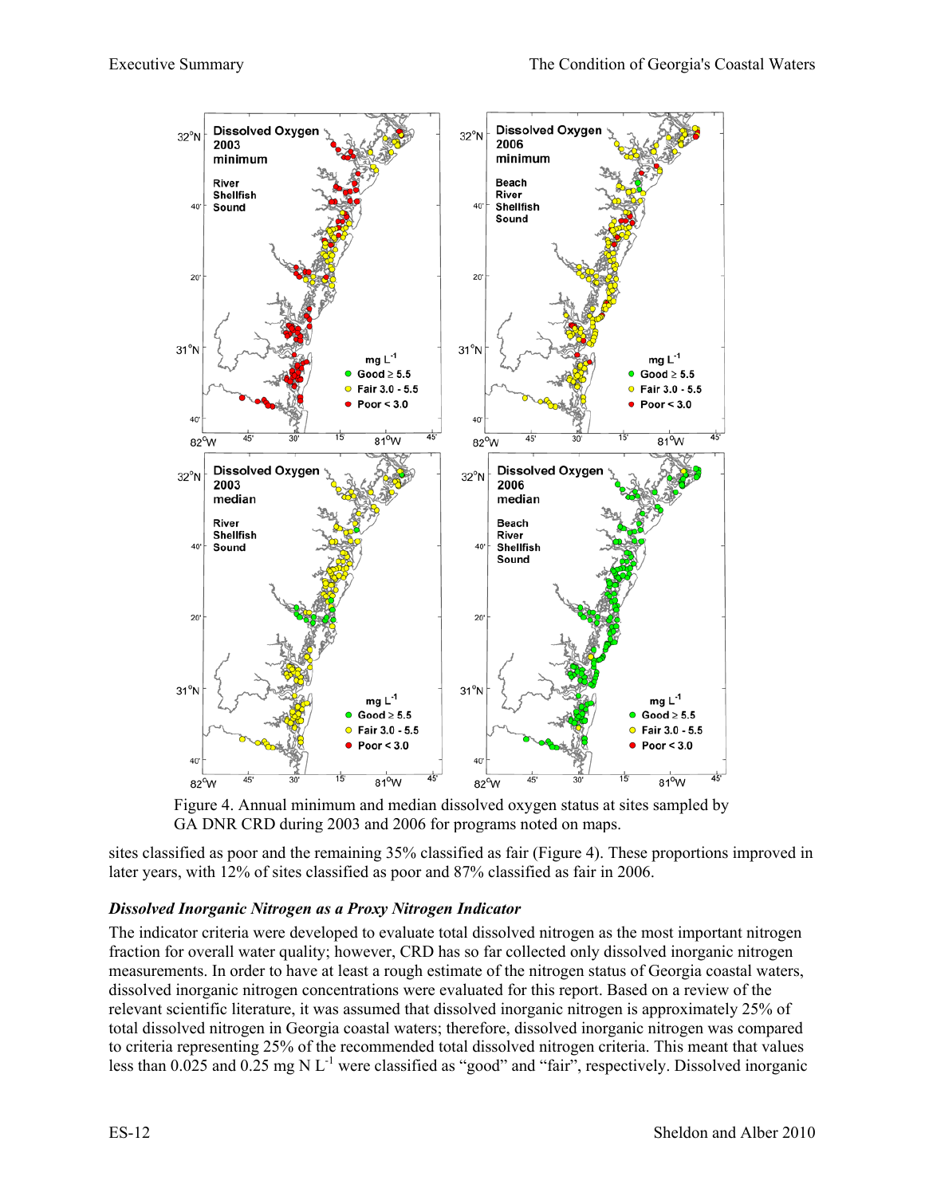Figure 4. Annual minimum and median dissolved oxygen status at sites sampled by GA DNR CRD during 2003 and 2006 for programs noted on maps.

sites classified as poor and the remaining 35% classified as fair (Figure 4). These proportions improved in later years, with 12% of sites classified as poor and 87% classified as fair in 2006.

### *Dissolved Inorganic Nitrogen as a Proxy Nitrogen Indicator*

The indicator criteria were developed to evaluate total dissolved nitrogen as the most important nitrogen fraction for overall water quality; however, CRD has so far collected only dissolved inorganic nitrogen measurements. In order to have at least a rough estimate of the nitrogen status of Georgia coastal waters, dissolved inorganic nitrogen concentrations were evaluated for this report. Based on a review of the relevant scientific literature, it was assumed that dissolved inorganic nitrogen is approximately 25% of total dissolved nitrogen in Georgia coastal waters; therefore, dissolved inorganic nitrogen was compared to criteria representing 25% of the recommended total dissolved nitrogen criteria. This meant that values less than 0.025 and 0.25 mg N $L^{-1}$ were classified as "good" and "fair", respectively. Dissolved inorganic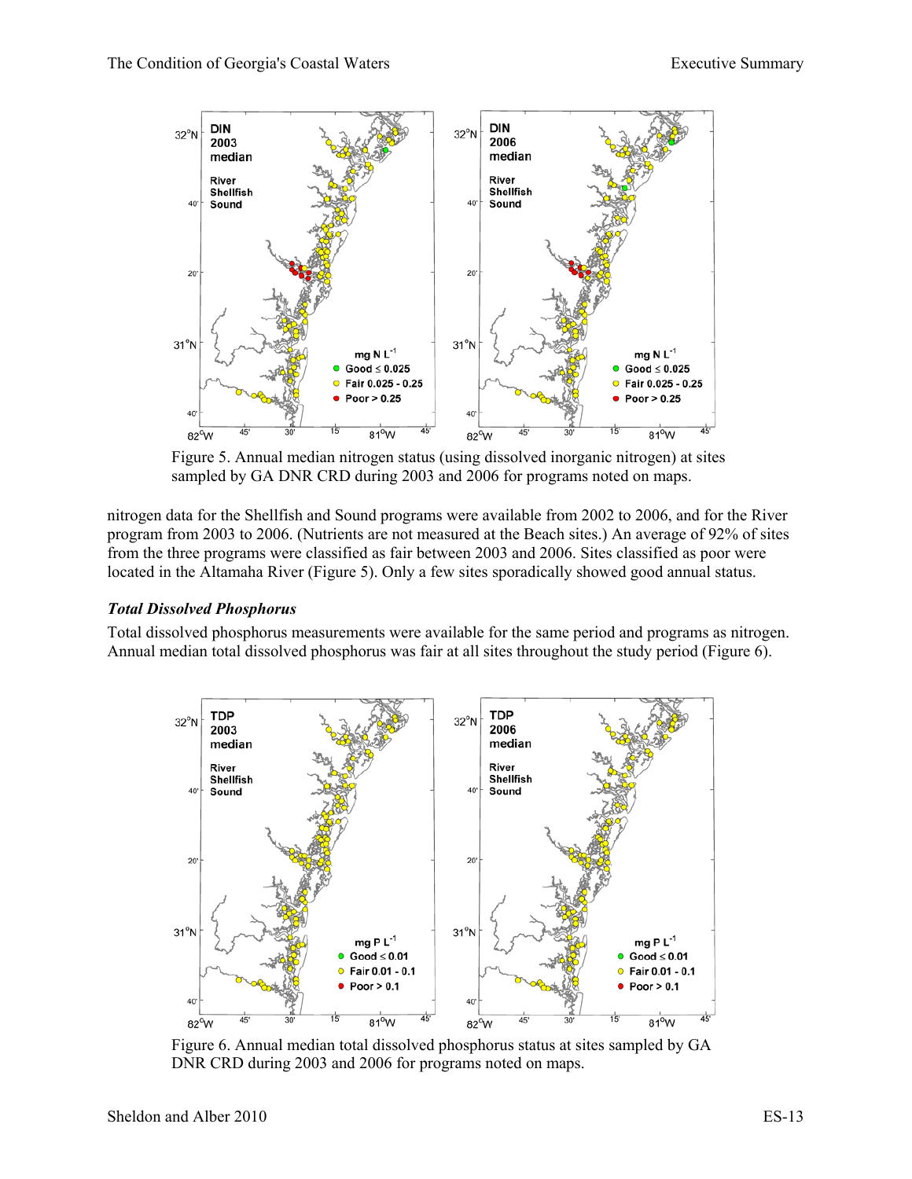Figure 5. Annual median nitrogen status (using dissolved inorganic nitrogen) at sites sampled by GA DNR CRD during 2003 and 2006 for programs noted on maps.

nitrogen data for the Shellfish and Sound programs were available from 2002 to 2006, and for the River program from 2003 to 2006. (Nutrients are not measured at the Beach sites.) An average of 92% of sites from the three programs were classified as fair between 2003 and 2006. Sites classified as poor were located in the Altamaha River (Figure 5). Only a few sites sporadically showed good annual status.

### *Total Dissolved Phosphorus*

Total dissolved phosphorus measurements were available for the same period and programs as nitrogen. Annual median total dissolved phosphorus was fair at all sites throughout the study period (Figure 6).

Figure 6. Annual median total dissolved phosphorus status at sites sampled by GA DNR CRD during 2003 and 2006 for programs noted on maps.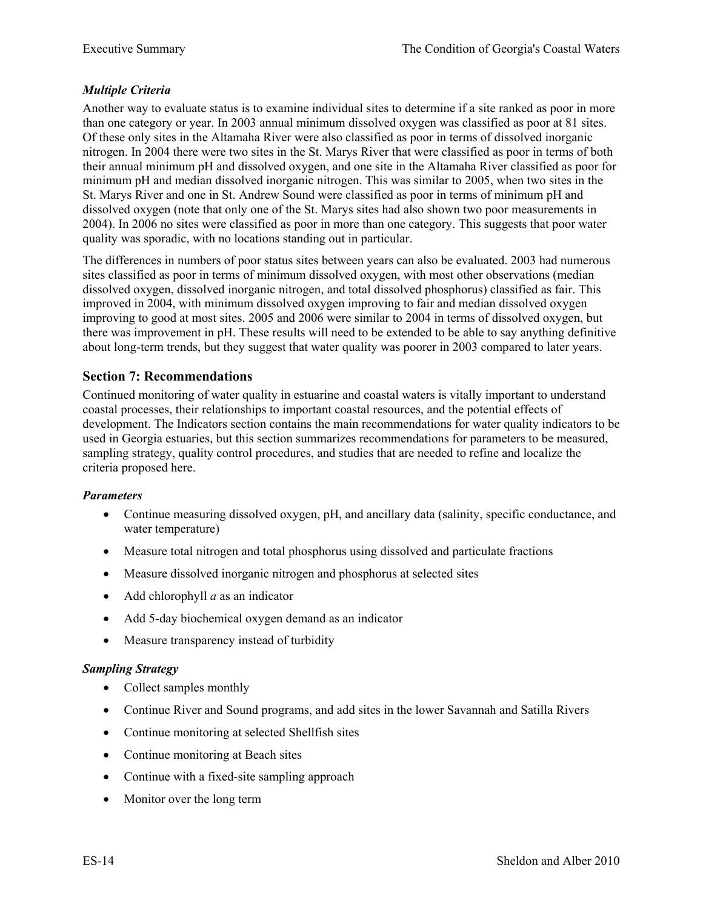### *Multiple Criteria*

Another way to evaluate status is to examine individual sites to determine if a site ranked as poor in more than one category or year. In 2003 annual minimum dissolved oxygen was classified as poor at 81 sites. Of these only sites in the Altamaha River were also classified as poor in terms of dissolved inorganic nitrogen. In 2004 there were two sites in the St. Marys River that were classified as poor in terms of both their annual minimum pH and dissolved oxygen, and one site in the Altamaha River classified as poor for minimum pH and median dissolved inorganic nitrogen. This was similar to 2005, when two sites in the St. Marys River and one in St. Andrew Sound were classified as poor in terms of minimum pH and dissolved oxygen (note that only one of the St. Marys sites had also shown two poor measurements in 2004). In 2006 no sites were classified as poor in more than one category. This suggests that poor water quality was sporadic, with no locations standing out in particular.

The differences in numbers of poor status sites between years can also be evaluated. 2003 had numerous sites classified as poor in terms of minimum dissolved oxygen, with most other observations (median dissolved oxygen, dissolved inorganic nitrogen, and total dissolved phosphorus) classified as fair. This improved in 2004, with minimum dissolved oxygen improving to fair and median dissolved oxygen improving to good at most sites. 2005 and 2006 were similar to 2004 in terms of dissolved oxygen, but there was improvement in pH. These results will need to be extended to be able to say anything definitive about long-term trends, but they suggest that water quality was poorer in 2003 compared to later years.

## Section 7: Recommendations

Continued monitoring of water quality in estuarine and coastal waters is vitally important to understand coastal processes, their relationships to important coastal resources, and the potential effects of development. The Indicators section contains the main recommendations for water quality indicators to be used in Georgia estuaries, but this section summarizes recommendations for parameters to be measured, sampling strategy, quality control procedures, and studies that are needed to refine and localize the criteria proposed here.

### *Parameters*

- Continue measuring dissolved oxygen, pH, and ancillary data (salinity, specific conductance, and water temperature)
- Measure total nitrogen and total phosphorus using dissolved and particulate fractions
- Measure dissolved inorganic nitrogen and phosphorus at selected sites
- Add chlorophyll *a* as an indicator
- Add 5-day biochemical oxygen demand as an indicator
- Measure transparency instead of turbidity

### *Sampling Strategy*

- Collect samples monthly
- Continue River and Sound programs, and add sites in the lower Savannah and Satilla Rivers
- Continue monitoring at selected Shellfish sites
- Continue monitoring at Beach sites
- Continue with a fixed-site sampling approach
- Monitor over the long term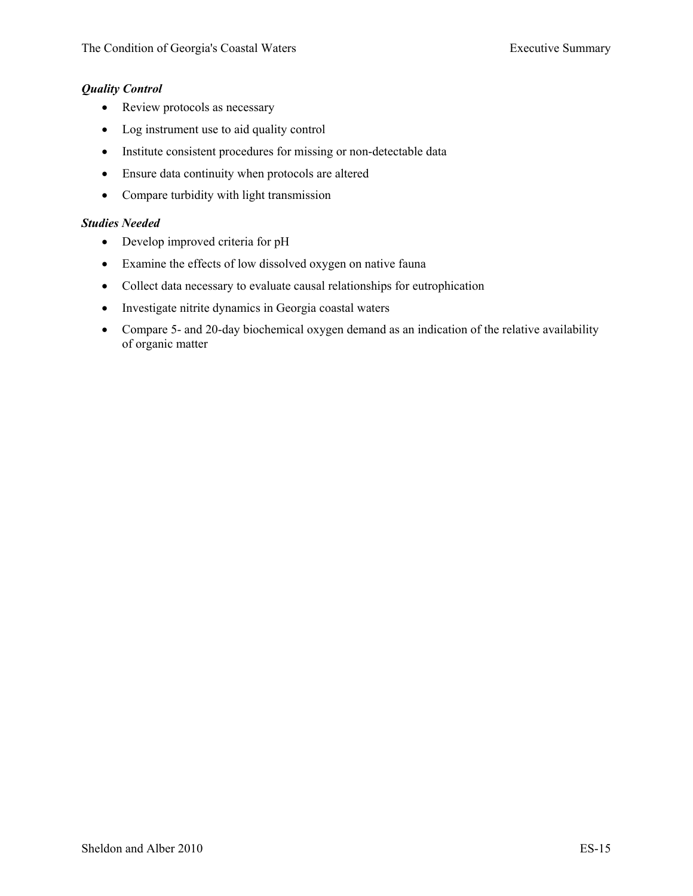***Quality Control***

- Review protocols as necessary
- Log instrument use to aid quality control
- Institute consistent procedures for missing or non-detectable data
- Ensure data continuity when protocols are altered
- Compare turbidity with light transmission

***Studies Needed***

- Develop improved criteria for pH
- Examine the effects of low dissolved oxygen on native fauna
- Collect data necessary to evaluate causal relationships for eutrophication
- Investigate nitrite dynamics in Georgia coastal waters
- Compare 5- and 20-day biochemical oxygen demand as an indication of the relative availability of organic matter